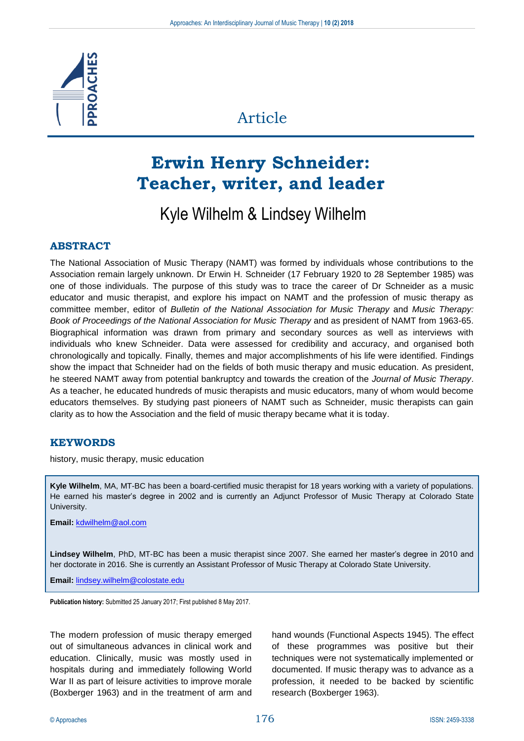Article

# Erwin Henry Schneider: Teacher, writer, and leader

Kyle Wilhelm & Lindsey Wilhelm

## ABSTRACT

The National Association of Music Therapy (NAMT) was formed by individuals whose contributions to the Association remain largely unknown. Dr Erwin H. Schneider (17 February 1920 to 28 September 1985) was one of those individuals. The purpose of this study was to trace the career of Dr Schneider as a music educator and music therapist, and explore his impact on NAMT and the profession of music therapy as committee member, editor of *Bulletin of the National Association for Music Therapy* and *Music Therapy: Book of Proceedings of the National Association for Music Therapy* and as president of NAMT from 1963-65. Biographical information was drawn from primary and secondary sources as well as interviews with individuals who knew Schneider. Data were assessed for credibility and accuracy, and organised both chronologically and topically. Finally, themes and major accomplishments of his life were identified. Findings show the impact that Schneider had on the fields of both music therapy and music education. As president, he steered NAMT away from potential bankruptcy and towards the creation of the *Journal of Music Therapy*. As a teacher, he educated hundreds of music therapists and music educators, many of whom would become educators themselves. By studying past pioneers of NAMT such as Schneider, music therapists can gain clarity as to how the Association and the field of music therapy became what it is today.

## KEYWORDS

history, music therapy, music education

**Kyle Wilhelm**, MA, MT-BC has been a board-certified music therapist for 18 years working with a variety of populations. He earned his master's degree in 2002 and is currently an Adjunct Professor of Music Therapy at Colorado State University.

**Email:** kdwilhelm@aol.com

**Lindsey Wilhelm**, PhD, MT-BC has been a music therapist since 2007. She earned her master's degree in 2010 and her doctorate in 2016. She is currently an Assistant Professor of Music Therapy at Colorado State University.

**Email:** lindsey.wilhelm@colostate.edu

**Publication history:** Submitted 25 January 2017; First published 8 May 2017.

The modern profession of music therapy emerged out of simultaneous advances in clinical work and education. Clinically, music was mostly used in hospitals during and immediately following World War II as part of leisure activities to improve morale (Boxberger 1963) and in the treatment of arm and hand wounds (Functional Aspects 1945). The effect of these programmes was positive but their techniques were not systematically implemented or documented. If music therapy was to advance as a profession, it needed to be backed by scientific research (Boxberger 1963).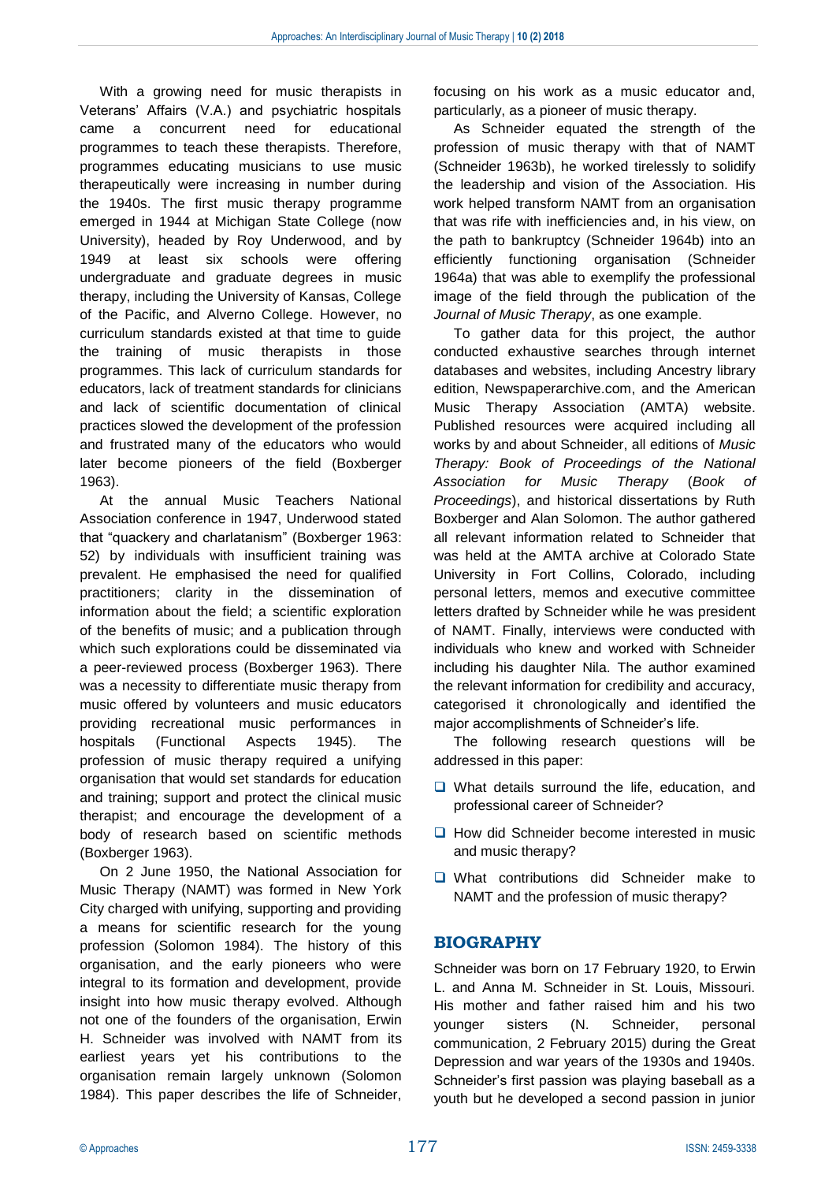With a growing need for music therapists in Veterans' Affairs (V.A.) and psychiatric hospitals came a concurrent need for educational programmes to teach these therapists. Therefore, programmes educating musicians to use music therapeutically were increasing in number during the 1940s. The first music therapy programme emerged in 1944 at Michigan State College (now University), headed by Roy Underwood, and by 1949 at least six schools were offering undergraduate and graduate degrees in music therapy, including the University of Kansas, College of the Pacific, and Alverno College. However, no curriculum standards existed at that time to guide the training of music therapists in those programmes. This lack of curriculum standards for educators, lack of treatment standards for clinicians and lack of scientific documentation of clinical practices slowed the development of the profession and frustrated many of the educators who would later become pioneers of the field (Boxberger 1963).

At the annual Music Teachers National Association conference in 1947, Underwood stated that "quackery and charlatanism" (Boxberger 1963: 52) by individuals with insufficient training was prevalent. He emphasised the need for qualified practitioners; clarity in the dissemination of information about the field; a scientific exploration of the benefits of music; and a publication through which such explorations could be disseminated via a peer-reviewed process (Boxberger 1963). There was a necessity to differentiate music therapy from music offered by volunteers and music educators providing recreational music performances in hospitals (Functional Aspects 1945). The profession of music therapy required a unifying organisation that would set standards for education and training; support and protect the clinical music therapist; and encourage the development of a body of research based on scientific methods (Boxberger 1963).

On 2 June 1950, the National Association for Music Therapy (NAMT) was formed in New York City charged with unifying, supporting and providing a means for scientific research for the young profession (Solomon 1984). The history of this organisation, and the early pioneers who were integral to its formation and development, provide insight into how music therapy evolved. Although not one of the founders of the organisation, Erwin H. Schneider was involved with NAMT from its earliest years yet his contributions to the organisation remain largely unknown (Solomon 1984). This paper describes the life of Schneider, focusing on his work as a music educator and, particularly, as a pioneer of music therapy.

As Schneider equated the strength of the profession of music therapy with that of NAMT (Schneider 1963b), he worked tirelessly to solidify the leadership and vision of the Association. His work helped transform NAMT from an organisation that was rife with inefficiencies and, in his view, on the path to bankruptcy (Schneider 1964b) into an efficiently functioning organisation (Schneider 1964a) that was able to exemplify the professional image of the field through the publication of the *Journal of Music Therapy*, as one example.

To gather data for this project, the author conducted exhaustive searches through internet databases and websites, including Ancestry library edition, Newspaperarchive.com, and the American Music Therapy Association (AMTA) website. Published resources were acquired including all works by and about Schneider, all editions of *Music Therapy: Book of Proceedings of the National Association for Music Therapy* (*Book of Proceedings*), and historical dissertations by Ruth Boxberger and Alan Solomon. The author gathered all relevant information related to Schneider that was held at the AMTA archive at Colorado State University in Fort Collins, Colorado, including personal letters, memos and executive committee letters drafted by Schneider while he was president of NAMT. Finally, interviews were conducted with individuals who knew and worked with Schneider including his daughter Nila. The author examined the relevant information for credibility and accuracy, categorised it chronologically and identified the major accomplishments of Schneider's life.

The following research questions will be addressed in this paper:

- What details surround the life, education, and professional career of Schneider?
- How did Schneider become interested in music and music therapy?
- What contributions did Schneider make to NAMT and the profession of music therapy?

## BIOGRAPHY

Schneider was born on 17 February 1920, to Erwin L. and Anna M. Schneider in St. Louis, Missouri. His mother and father raised him and his two younger sisters (N. Schneider, personal communication, 2 February 2015) during the Great Depression and war years of the 1930s and 1940s. Schneider's first passion was playing baseball as a youth but he developed a second passion in junior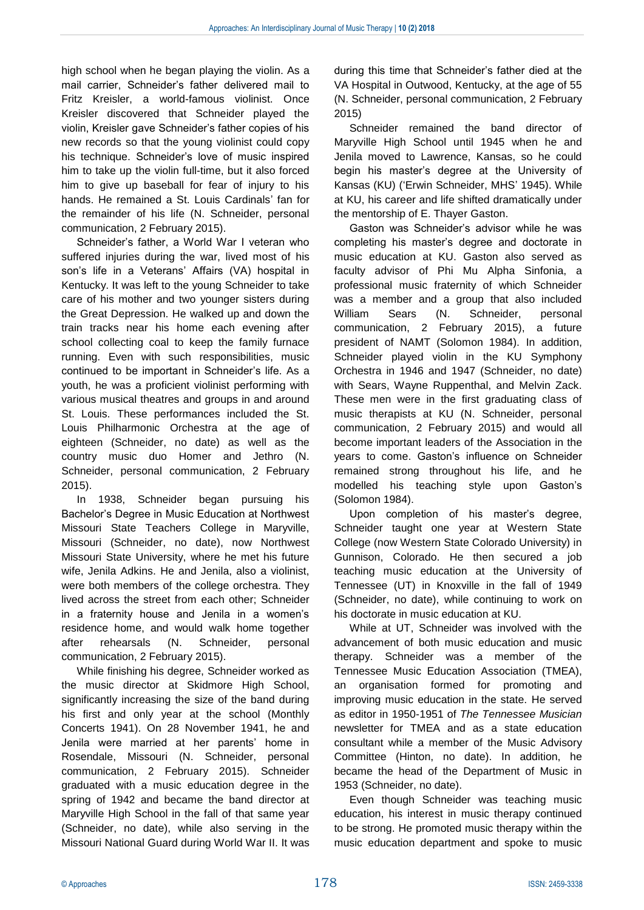high school when he began playing the violin. As a mail carrier, Schneider's father delivered mail to Fritz Kreisler, a world-famous violinist. Once Kreisler discovered that Schneider played the violin, Kreisler gave Schneider's father copies of his new records so that the young violinist could copy his technique. Schneider's love of music inspired him to take up the violin full-time, but it also forced him to give up baseball for fear of injury to his hands. He remained a St. Louis Cardinals' fan for the remainder of his life (N. Schneider, personal communication, 2 February 2015).

Schneider's father, a World War I veteran who suffered injuries during the war, lived most of his son's life in a Veterans' Affairs (VA) hospital in Kentucky. It was left to the young Schneider to take care of his mother and two younger sisters during the Great Depression. He walked up and down the train tracks near his home each evening after school collecting coal to keep the family furnace running. Even with such responsibilities, music continued to be important in Schneider's life. As a youth, he was a proficient violinist performing with various musical theatres and groups in and around St. Louis. These performances included the St. Louis Philharmonic Orchestra at the age of eighteen (Schneider, no date) as well as the country music duo Homer and Jethro (N. Schneider, personal communication, 2 February 2015).

In 1938, Schneider began pursuing his Bachelor's Degree in Music Education at Northwest Missouri State Teachers College in Maryville, Missouri (Schneider, no date), now Northwest Missouri State University, where he met his future wife, Jenila Adkins. He and Jenila, also a violinist, were both members of the college orchestra. They lived across the street from each other; Schneider in a fraternity house and Jenila in a women's residence home, and would walk home together after rehearsals (N. Schneider, personal communication, 2 February 2015).

While finishing his degree, Schneider worked as the music director at Skidmore High School, significantly increasing the size of the band during his first and only year at the school (Monthly Concerts 1941). On 28 November 1941, he and Jenila were married at her parents' home in Rosendale, Missouri (N. Schneider, personal communication, 2 February 2015). Schneider graduated with a music education degree in the spring of 1942 and became the band director at Maryville High School in the fall of that same year (Schneider, no date), while also serving in the Missouri National Guard during World War II. It was during this time that Schneider's father died at the VA Hospital in Outwood, Kentucky, at the age of 55 (N. Schneider, personal communication, 2 February 2015)

Schneider remained the band director of Maryville High School until 1945 when he and Jenila moved to Lawrence, Kansas, so he could begin his master's degree at the University of Kansas (KU) ('Erwin Schneider, MHS' 1945). While at KU, his career and life shifted dramatically under the mentorship of E. Thayer Gaston.

Gaston was Schneider's advisor while he was completing his master's degree and doctorate in music education at KU. Gaston also served as faculty advisor of Phi Mu Alpha Sinfonia, a professional music fraternity of which Schneider was a member and a group that also included William Sears (N. Schneider, personal communication, 2 February 2015), a future president of NAMT (Solomon 1984). In addition, Schneider played violin in the KU Symphony Orchestra in 1946 and 1947 (Schneider, no date) with Sears, Wayne Ruppenthal, and Melvin Zack. These men were in the first graduating class of music therapists at KU (N. Schneider, personal communication, 2 February 2015) and would all become important leaders of the Association in the years to come. Gaston's influence on Schneider remained strong throughout his life, and he modelled his teaching style upon Gaston's (Solomon 1984).

Upon completion of his master's degree, Schneider taught one year at Western State College (now Western State Colorado University) in Gunnison, Colorado. He then secured a job teaching music education at the University of Tennessee (UT) in Knoxville in the fall of 1949 (Schneider, no date), while continuing to work on his doctorate in music education at KU.

While at UT, Schneider was involved with the advancement of both music education and music therapy. Schneider was a member of the Tennessee Music Education Association (TMEA), an organisation formed for promoting and improving music education in the state. He served as editor in 1950-1951 of *The Tennessee Musician* newsletter for TMEA and as a state education consultant while a member of the Music Advisory Committee (Hinton, no date). In addition, he became the head of the Department of Music in 1953 (Schneider, no date).

Even though Schneider was teaching music education, his interest in music therapy continued to be strong. He promoted music therapy within the music education department and spoke to music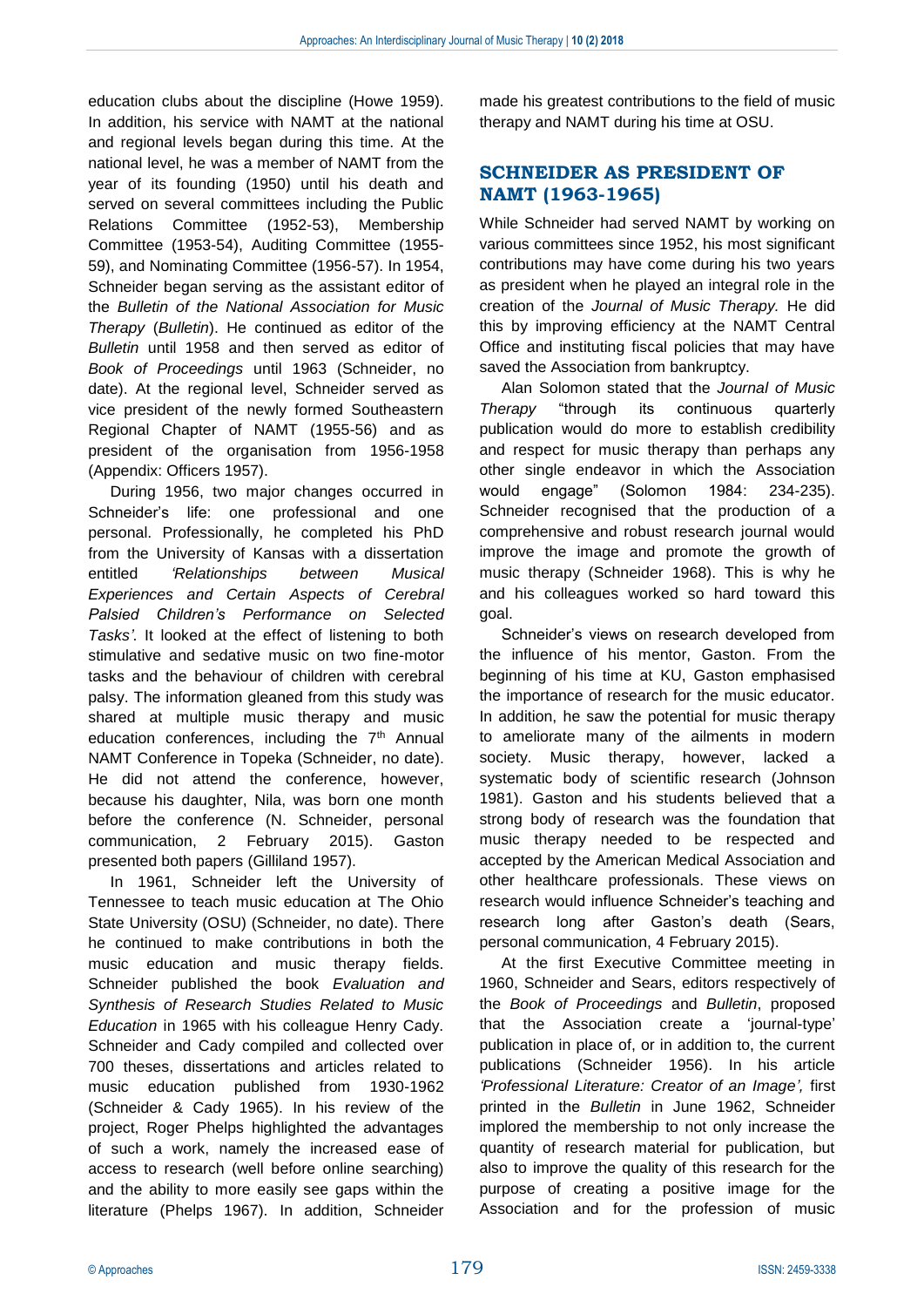education clubs about the discipline (Howe 1959). In addition, his service with NAMT at the national and regional levels began during this time. At the national level, he was a member of NAMT from the year of its founding (1950) until his death and served on several committees including the Public Relations Committee (1952-53), Membership Committee (1953-54), Auditing Committee (1955-59), and Nominating Committee (1956-57). In 1954, Schneider began serving as the assistant editor of the *Bulletin of the National Association for Music Therapy* (*Bulletin*). He continued as editor of the *Bulletin* until 1958 and then served as editor of *Book of Proceedings* until 1963 (Schneider, no date). At the regional level, Schneider served as vice president of the newly formed Southeastern Regional Chapter of NAMT (1955-56) and as president of the organisation from 1956-1958 (Appendix: Officers 1957).

During 1956, two major changes occurred in Schneider's life: one professional and one personal. Professionally, he completed his PhD from the University of Kansas with a dissertation entitled *'Relationships between Musical Experiences and Certain Aspects of Cerebral Palsied Children's Performance on Selected Tasks'*. It looked at the effect of listening to both stimulative and sedative music on two fine-motor tasks and the behaviour of children with cerebral palsy. The information gleaned from this study was shared at multiple music therapy and music education conferences, including the 7th Annual NAMT Conference in Topeka (Schneider, no date). He did not attend the conference, however, because his daughter, Nila, was born one month before the conference (N. Schneider, personal communication, 2 February 2015). Gaston presented both papers (Gilliland 1957).

In 1961, Schneider left the University of Tennessee to teach music education at The Ohio State University (OSU) (Schneider, no date). There he continued to make contributions in both the music education and music therapy fields. Schneider published the book *Evaluation and Synthesis of Research Studies Related to Music Education* in 1965 with his colleague Henry Cady. Schneider and Cady compiled and collected over 700 theses, dissertations and articles related to music education published from 1930-1962 (Schneider & Cady 1965). In his review of the project, Roger Phelps highlighted the advantages of such a work, namely the increased ease of access to research (well before online searching) and the ability to more easily see gaps within the literature (Phelps 1967). In addition, Schneider made his greatest contributions to the field of music therapy and NAMT during his time at OSU.

## SCHNEIDER AS PRESIDENT OF NAMT (1963-1965)

While Schneider had served NAMT by working on various committees since 1952, his most significant contributions may have come during his two years as president when he played an integral role in the creation of the *Journal of Music Therapy.* He did this by improving efficiency at the NAMT Central Office and instituting fiscal policies that may have saved the Association from bankruptcy.

Alan Solomon stated that the *Journal of Music Therapy* "through its continuous quarterly publication would do more to establish credibility and respect for music therapy than perhaps any other single endeavor in which the Association would engage" (Solomon 1984: 234-235). Schneider recognised that the production of a comprehensive and robust research journal would improve the image and promote the growth of music therapy (Schneider 1968). This is why he and his colleagues worked so hard toward this goal.

Schneider's views on research developed from the influence of his mentor, Gaston. From the beginning of his time at KU, Gaston emphasised the importance of research for the music educator. In addition, he saw the potential for music therapy to ameliorate many of the ailments in modern society. Music therapy, however, lacked a systematic body of scientific research (Johnson 1981). Gaston and his students believed that a strong body of research was the foundation that music therapy needed to be respected and accepted by the American Medical Association and other healthcare professionals. These views on research would influence Schneider's teaching and research long after Gaston's death (Sears, personal communication, 4 February 2015).

At the first Executive Committee meeting in 1960, Schneider and Sears, editors respectively of the *Book of Proceedings* and *Bulletin*, proposed that the Association create a 'journal-type' publication in place of, or in addition to, the current publications (Schneider 1956). In his article *'Professional Literature: Creator of an Image',* first printed in the *Bulletin* in June 1962, Schneider implored the membership to not only increase the quantity of research material for publication, but also to improve the quality of this research for the purpose of creating a positive image for the Association and for the profession of music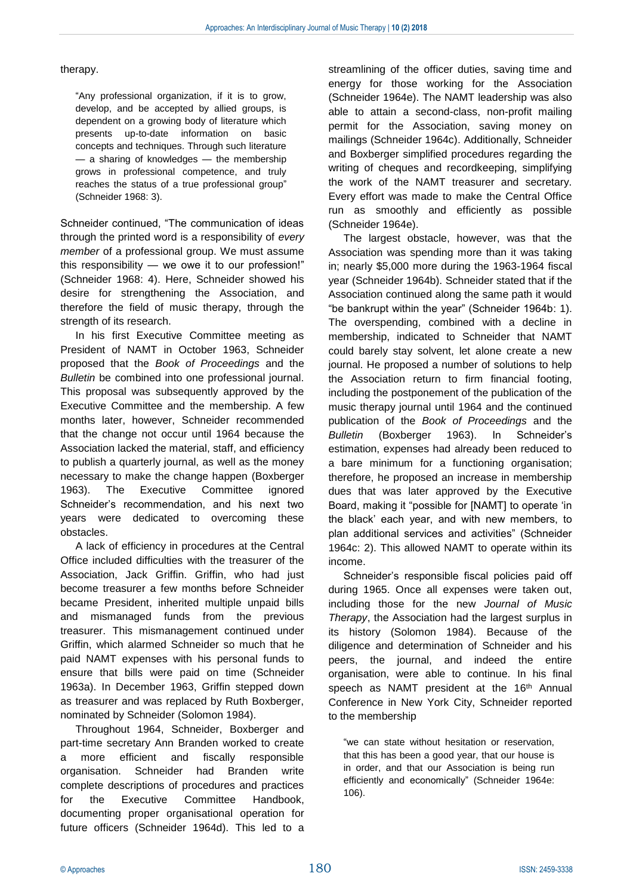therapy.

> "Any professional organization, if it is to grow, develop, and be accepted by allied groups, is dependent on a growing body of literature which presents up-to-date information on basic concepts and techniques. Through such literature — a sharing of knowledges — the membership grows in professional competence, and truly reaches the status of a true professional group" (Schneider 1968: 3).

Schneider continued, "The communication of ideas through the printed word is a responsibility of *every member* of a professional group. We must assume this responsibility — we owe it to our profession!" (Schneider 1968: 4). Here, Schneider showed his desire for strengthening the Association, and therefore the field of music therapy, through the strength of its research.

In his first Executive Committee meeting as President of NAMT in October 1963, Schneider proposed that the *Book of Proceedings* and the *Bulletin* be combined into one professional journal. This proposal was subsequently approved by the Executive Committee and the membership. A few months later, however, Schneider recommended that the change not occur until 1964 because the Association lacked the material, staff, and efficiency to publish a quarterly journal, as well as the money necessary to make the change happen (Boxberger 1963). The Executive Committee ignored Schneider's recommendation, and his next two years were dedicated to overcoming these obstacles.

A lack of efficiency in procedures at the Central Office included difficulties with the treasurer of the Association, Jack Griffin. Griffin, who had just become treasurer a few months before Schneider became President, inherited multiple unpaid bills and mismanaged funds from the previous treasurer. This mismanagement continued under Griffin, which alarmed Schneider so much that he paid NAMT expenses with his personal funds to ensure that bills were paid on time (Schneider 1963a). In December 1963, Griffin stepped down as treasurer and was replaced by Ruth Boxberger, nominated by Schneider (Solomon 1984).

Throughout 1964, Schneider, Boxberger and part-time secretary Ann Branden worked to create a more efficient and fiscally responsible organisation. Schneider had Branden write complete descriptions of procedures and practices for the Executive Committee Handbook, documenting proper organisational operation for future officers (Schneider 1964d). This led to a streamlining of the officer duties, saving time and energy for those working for the Association (Schneider 1964e). The NAMT leadership was also able to attain a second-class, non-profit mailing permit for the Association, saving money on mailings (Schneider 1964c). Additionally, Schneider and Boxberger simplified procedures regarding the writing of cheques and recordkeeping, simplifying the work of the NAMT treasurer and secretary. Every effort was made to make the Central Office run as smoothly and efficiently as possible (Schneider 1964e).

The largest obstacle, however, was that the Association was spending more than it was taking in; nearly $5,000 more during the 1963-1964 fiscal year (Schneider 1964b). Schneider stated that if the Association continued along the same path it would "be bankrupt within the year" (Schneider 1964b: 1). The overspending, combined with a decline in membership, indicated to Schneider that NAMT could barely stay solvent, let alone create a new journal. He proposed a number of solutions to help the Association return to firm financial footing, including the postponement of the publication of the music therapy journal until 1964 and the continued publication of the *Book of Proceedings* and the *Bulletin* (Boxberger 1963). In Schneider's estimation, expenses had already been reduced to a bare minimum for a functioning organisation; therefore, he proposed an increase in membership dues that was later approved by the Executive Board, making it "possible for [NAMT] to operate 'in the black' each year, and with new members, to plan additional services and activities" (Schneider 1964c: 2). This allowed NAMT to operate within its income.

Schneider's responsible fiscal policies paid off during 1965. Once all expenses were taken out, including those for the new *Journal of Music Therapy*, the Association had the largest surplus in its history (Solomon 1984). Because of the diligence and determination of Schneider and his peers, the journal, and indeed the entire organisation, were able to continue. In his final speech as NAMT president at the 16th Annual Conference in New York City, Schneider reported to the membership

> "we can state without hesitation or reservation, that this has been a good year, that our house is in order, and that our Association is being run efficiently and economically" (Schneider 1964e: 106).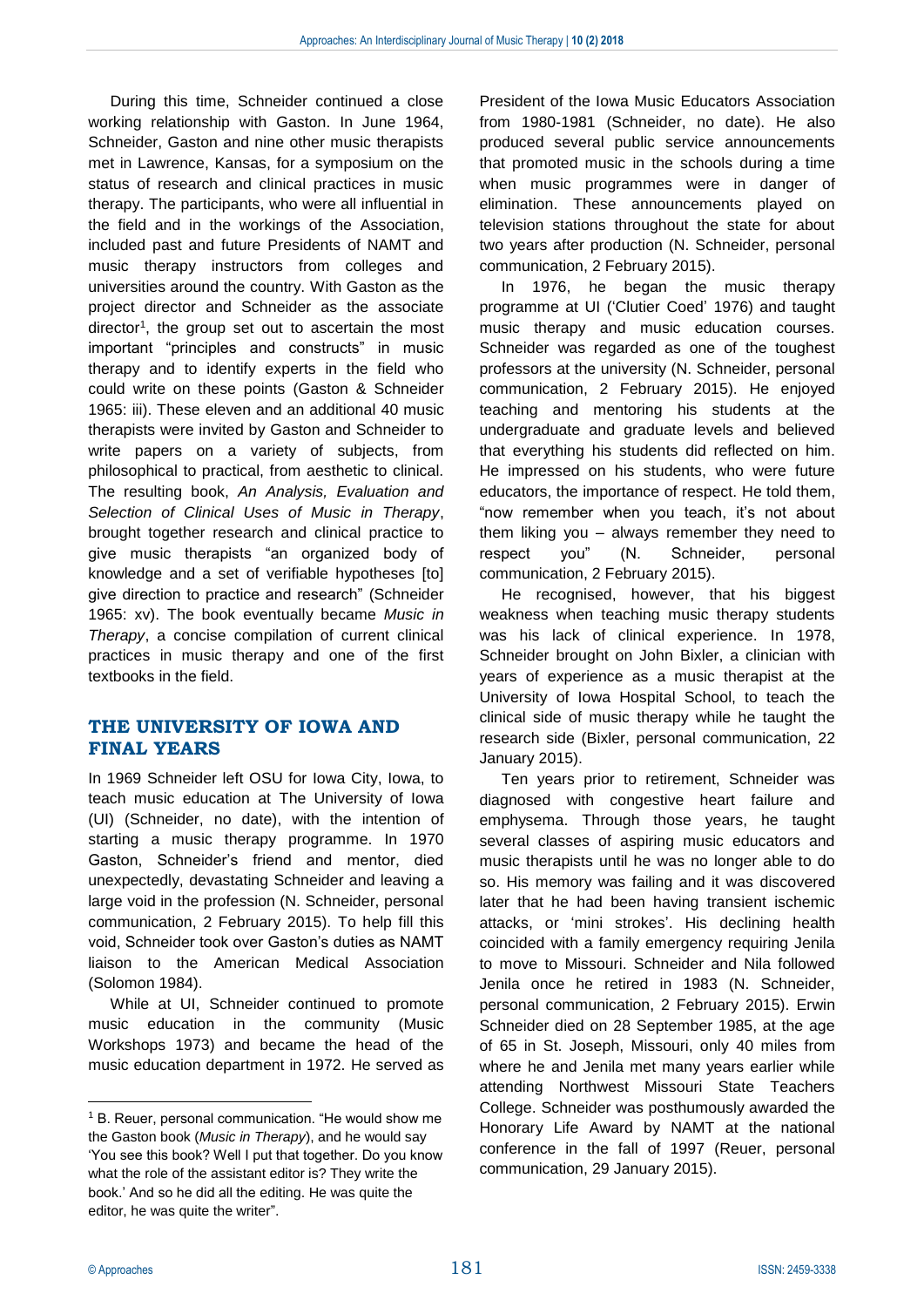During this time, Schneider continued a close working relationship with Gaston. In June 1964, Schneider, Gaston and nine other music therapists met in Lawrence, Kansas, for a symposium on the status of research and clinical practices in music therapy. The participants, who were all influential in the field and in the workings of the Association, included past and future Presidents of NAMT and music therapy instructors from colleges and universities around the country. With Gaston as the project director and Schneider as the associate director[1], the group set out to ascertain the most important "principles and constructs" in music therapy and to identify experts in the field who could write on these points (Gaston & Schneider 1965: iii). These eleven and an additional 40 music therapists were invited by Gaston and Schneider to write papers on a variety of subjects, from philosophical to practical, from aesthetic to clinical. The resulting book, *An Analysis, Evaluation and Selection of Clinical Uses of Music in Therapy*, brought together research and clinical practice to give music therapists "an organized body of knowledge and a set of verifiable hypotheses [to] give direction to practice and research" (Schneider 1965: xv). The book eventually became *Music in Therapy*, a concise compilation of current clinical practices in music therapy and one of the first textbooks in the field.

## THE UNIVERSITY OF IOWA AND FINAL YEARS

In 1969 Schneider left OSU for Iowa City, Iowa, to teach music education at The University of Iowa (UI) (Schneider, no date), with the intention of starting a music therapy programme. In 1970 Gaston, Schneider's friend and mentor, died unexpectedly, devastating Schneider and leaving a large void in the profession (N. Schneider, personal communication, 2 February 2015). To help fill this void, Schneider took over Gaston's duties as NAMT liaison to the American Medical Association (Solomon 1984).

While at UI, Schneider continued to promote music education in the community (Music Workshops 1973) and became the head of the music education department in 1972. He served as President of the Iowa Music Educators Association from 1980-1981 (Schneider, no date). He also produced several public service announcements that promoted music in the schools during a time when music programmes were in danger of elimination. These announcements played on television stations throughout the state for about two years after production (N. Schneider, personal communication, 2 February 2015).

In 1976, he began the music therapy programme at UI ('Clutier Coed' 1976) and taught music therapy and music education courses. Schneider was regarded as one of the toughest professors at the university (N. Schneider, personal communication, 2 February 2015). He enjoyed teaching and mentoring his students at the undergraduate and graduate levels and believed that everything his students did reflected on him. He impressed on his students, who were future educators, the importance of respect. He told them, "now remember when you teach, it's not about them liking you – always remember they need to respect you" (N. Schneider, personal communication, 2 February 2015).

He recognised, however, that his biggest weakness when teaching music therapy students was his lack of clinical experience. In 1978, Schneider brought on John Bixler, a clinician with years of experience as a music therapist at the University of Iowa Hospital School, to teach the clinical side of music therapy while he taught the research side (Bixler, personal communication, 22 January 2015).

Ten years prior to retirement, Schneider was diagnosed with congestive heart failure and emphysema. Through those years, he taught several classes of aspiring music educators and music therapists until he was no longer able to do so. His memory was failing and it was discovered later that he had been having transient ischemic attacks, or 'mini strokes'. His declining health coincided with a family emergency requiring Jenila to move to Missouri. Schneider and Nila followed Jenila once he retired in 1983 (N. Schneider, personal communication, 2 February 2015). Erwin Schneider died on 28 September 1985, at the age of 65 in St. Joseph, Missouri, only 40 miles from where he and Jenila met many years earlier while attending Northwest Missouri State Teachers College. Schneider was posthumously awarded the Honorary Life Award by NAMT at the national conference in the fall of 1997 (Reuer, personal communication, 29 January 2015).

---

[1] B. Reuer, personal communication. "He would show me the Gaston book (*Music in Therapy*), and he would say 'You see this book? Well I put that together. Do you know what the role of the assistant editor is? They write the book.' And so he did all the editing. He was quite the editor, he was quite the writer".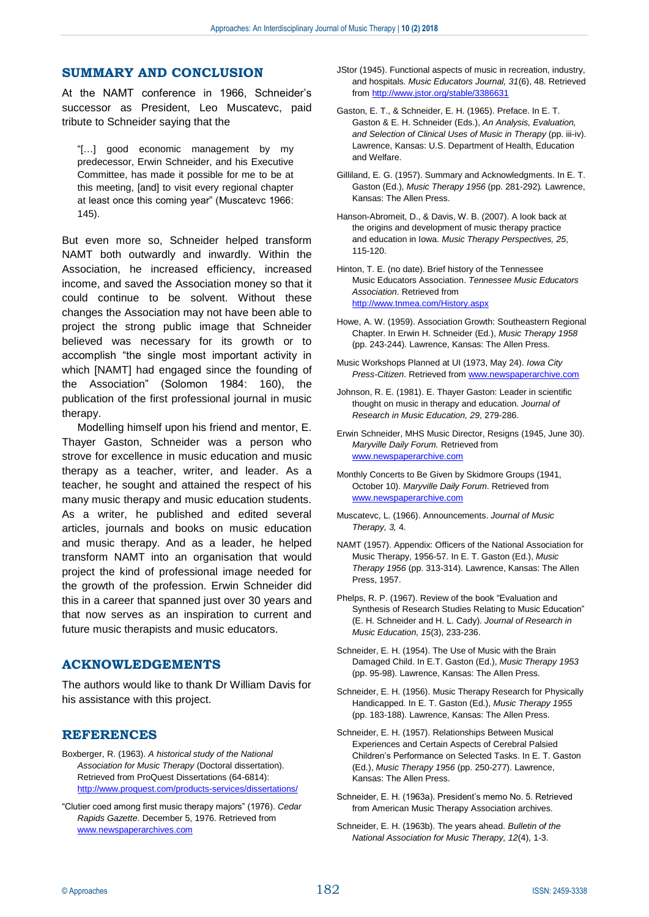## SUMMARY AND CONCLUSION

At the NAMT conference in 1966, Schneider's successor as President, Leo Muscatevc, paid tribute to Schneider saying that the

> "[…] good economic management by my predecessor, Erwin Schneider, and his Executive Committee, has made it possible for me to be at this meeting, [and] to visit every regional chapter at least once this coming year" (Muscatevc 1966: 145).

But even more so, Schneider helped transform NAMT both outwardly and inwardly. Within the Association, he increased efficiency, increased income, and saved the Association money so that it could continue to be solvent. Without these changes the Association may not have been able to project the strong public image that Schneider believed was necessary for its growth or to accomplish "the single most important activity in which [NAMT] had engaged since the founding of the Association" (Solomon 1984: 160), the publication of the first professional journal in music therapy.

Modelling himself upon his friend and mentor, E. Thayer Gaston, Schneider was a person who strove for excellence in music education and music therapy as a teacher, writer, and leader. As a teacher, he sought and attained the respect of his many music therapy and music education students. As a writer, he published and edited several articles, journals and books on music education and music therapy. And as a leader, he helped transform NAMT into an organisation that would project the kind of professional image needed for the growth of the profession. Erwin Schneider did this in a career that spanned just over 30 years and that now serves as an inspiration to current and future music therapists and music educators.

## ACKNOWLEDGEMENTS

The authors would like to thank Dr William Davis for his assistance with this project.

## REFERENCES

Boxberger, R. (1963). *A historical study of the National Association for Music Therapy* (Doctoral dissertation). Retrieved from ProQuest Dissertations (64-6814): http://www.proquest.com/products-services/dissertations/

"Clutier coed among first music therapy majors" (1976). *Cedar Rapids Gazette*. December 5, 1976. Retrieved from www.newspaperarchives.com

JStor (1945). Functional aspects of music in recreation, industry, and hospitals. *Music Educators Journal, 31*(6), 48. Retrieved from http://www.jstor.org/stable/3386631

Gaston, E. T., & Schneider, E. H. (1965). Preface. In E. T. Gaston & E. H. Schneider (Eds.), *An Analysis, Evaluation, and Selection of Clinical Uses of Music in Therapy* (pp. iii-iv). Lawrence, Kansas: U.S. Department of Health, Education and Welfare.

Gilliland, E. G. (1957). Summary and Acknowledgments. In E. T. Gaston (Ed.), *Music Therapy 1956* (pp. 281-292)*.* Lawrence, Kansas: The Allen Press.

Hanson-Abromeit, D., & Davis, W. B. (2007). A look back at the origins and development of music therapy practice and education in Iowa. *Music Therapy Perspectives, 25*, 115-120.

Hinton, T. E. (no date). Brief history of the Tennessee Music Educators Association. *Tennessee Music Educators Association*. Retrieved from http://www.tnmea.com/History.aspx

Howe, A. W. (1959). Association Growth: Southeastern Regional Chapter. In Erwin H. Schneider (Ed.), *Music Therapy 1958* (pp. 243-244). Lawrence, Kansas: The Allen Press.

Music Workshops Planned at UI (1973, May 24). *Iowa City Press-Citizen*. Retrieved from www.newspaperarchive.com

Johnson, R. E. (1981). E. Thayer Gaston: Leader in scientific thought on music in therapy and education. *Journal of Research in Music Education, 29*, 279-286.

Erwin Schneider, MHS Music Director, Resigns (1945, June 30). *Maryville Daily Forum.* Retrieved from www.newspaperarchive.com

Monthly Concerts to Be Given by Skidmore Groups (1941, October 10). *Maryville Daily Forum*. Retrieved from www.newspaperarchive.com

Muscatevc, L. (1966). Announcements. *Journal of Music Therapy, 3,* 4.

NAMT (1957). Appendix: Officers of the National Association for Music Therapy, 1956-57. In E. T. Gaston (Ed.), *Music Therapy 1956* (pp. 313-314). Lawrence, Kansas: The Allen Press, 1957.

Phelps, R. P. (1967). Review of the book "Evaluation and Synthesis of Research Studies Relating to Music Education" (E. H. Schneider and H. L. Cady). *Journal of Research in Music Education, 15*(3), 233-236.

Schneider, E. H. (1954). The Use of Music with the Brain Damaged Child. In E.T. Gaston (Ed.), *Music Therapy 1953* (pp. 95-98). Lawrence, Kansas: The Allen Press.

Schneider, E. H. (1956). Music Therapy Research for Physically Handicapped. In E. T. Gaston (Ed.), *Music Therapy 1955* (pp. 183-188). Lawrence, Kansas: The Allen Press.

Schneider, E. H. (1957). Relationships Between Musical Experiences and Certain Aspects of Cerebral Palsied Children's Performance on Selected Tasks. In E. T. Gaston (Ed.), *Music Therapy 1956* (pp. 250-277). Lawrence, Kansas: The Allen Press.

Schneider, E. H. (1963a). President's memo No. 5. Retrieved from American Music Therapy Association archives.

Schneider, E. H. (1963b). The years ahead. *Bulletin of the National Association for Music Therapy, 12*(4), 1-3.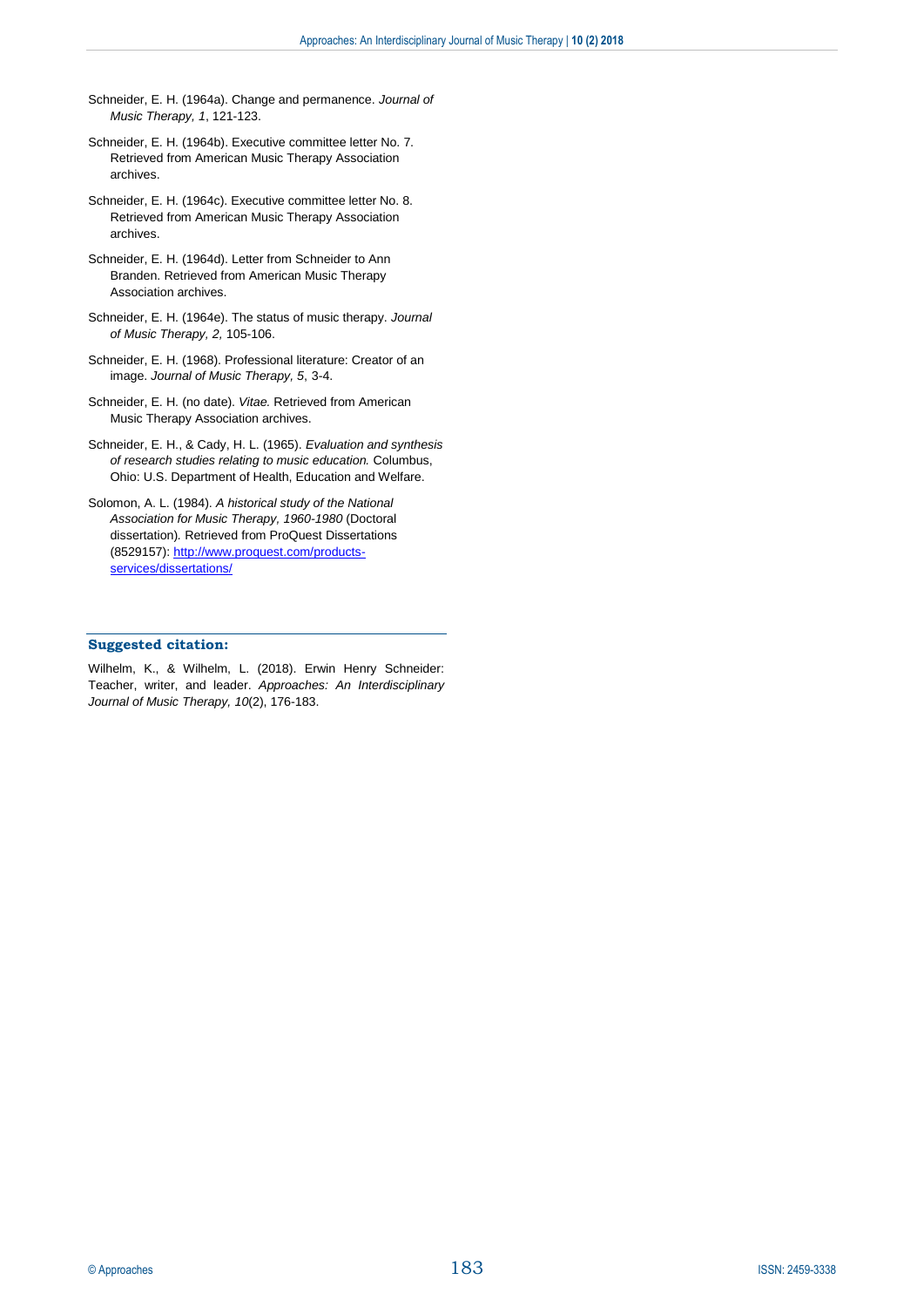Schneider, E. H. (1964a). Change and permanence. *Journal of Music Therapy, 1*, 121-123.

Schneider, E. H. (1964b). Executive committee letter No. 7. Retrieved from American Music Therapy Association archives.

Schneider, E. H. (1964c). Executive committee letter No. 8. Retrieved from American Music Therapy Association archives.

Schneider, E. H. (1964d). Letter from Schneider to Ann Branden. Retrieved from American Music Therapy Association archives.

Schneider, E. H. (1964e). The status of music therapy. *Journal of Music Therapy, 2,* 105-106.

Schneider, E. H. (1968). Professional literature: Creator of an image. *Journal of Music Therapy, 5*, 3-4.

Schneider, E. H. (no date). *Vitae.* Retrieved from American Music Therapy Association archives.

Schneider, E. H., & Cady, H. L. (1965). *Evaluation and synthesis of research studies relating to music education.* Columbus, Ohio: U.S. Department of Health, Education and Welfare.

Solomon, A. L. (1984). *A historical study of the National Association for Music Therapy, 1960-1980* (Doctoral dissertation). Retrieved from ProQuest Dissertations (8529157): http://www.proquest.com/products-services/dissertations/

**Suggested citation:**

Wilhelm, K., & Wilhelm, L. (2018). Erwin Henry Schneider: Teacher, writer, and leader. *Approaches: An Interdisciplinary Journal of Music Therapy, 10*(2), 176-183.